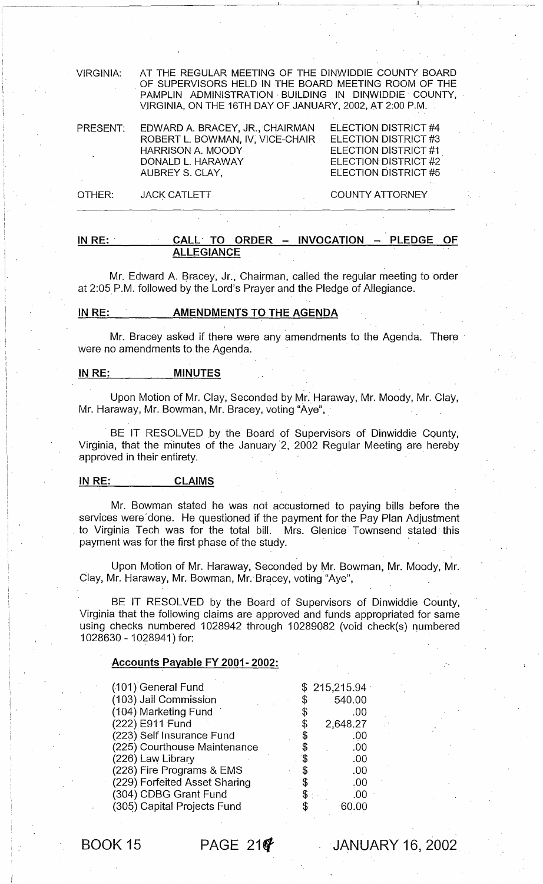VIRGINIA: AT THE REGULAR MEETING OF THE DINWIDDIE COUNTY BOARD OF SUPERVISORS HELD IN THE BOARD MEETING ROOM OF THE PAMPLIN ADMINISTRATION BUILDING IN DINWIDDIE COUNTY, VIRGINIA, ON THE 16TH DAY OF JANUARY, 2002, AT 2:00 P.M.

| | | |
|---|---|---|
| PRESENT: | EDWARD A. BRACEY, JR., CHAIRMAN | ELECTION DISTRICT #4 |
| | ROBERT L. BOWMAN, IV, VICE-CHAIR | ELECTION DISTRICT #3 |
| | HARRISON A. MOODY | ELECTION DISTRICT #1 |
| | DONALD L. HARAWAY | ELECTION DISTRICT #2 |
| | AUBREY S. CLAY, | ELECTION DISTRICT #5 |
| OTHER: | JACK CATLETT | COUNTY ATTORNEY |

**IN RE: CALL TO ORDER – INVOCATION – PLEDGE OF ALLEGIANCE**

Mr. Edward A. Bracey, Jr., Chairman, called the regular meeting to order at 2:05 P.M. followed by the Lord's Prayer and the Pledge of Allegiance.

**IN RE: AMENDMENTS TO THE AGENDA**

Mr. Bracey asked if there were any amendments to the Agenda. There were no amendments to the Agenda.

**IN RE: MINUTES**

Upon Motion of Mr. Clay, Seconded by Mr. Haraway, Mr. Moody, Mr. Clay, Mr. Haraway, Mr. Bowman, Mr. Bracey, voting "Aye",

BE IT RESOLVED by the Board of Supervisors of Dinwiddie County, Virginia, that the minutes of the January 2, 2002 Regular Meeting are hereby approved in their entirety.

**IN RE: CLAIMS**

Mr. Bowman stated he was not accustomed to paying bills before the services were done. He questioned if the payment for the Pay Plan Adjustment to Virginia Tech was for the total bill. Mrs. Glenice Townsend stated this payment was for the first phase of the study.

Upon Motion of Mr. Haraway, Seconded by Mr. Bowman, Mr. Moody, Mr. Clay, Mr. Haraway, Mr. Bowman, Mr. Bracey, voting "Aye",

BE IT RESOLVED by the Board of Supervisors of Dinwiddie County, Virginia that the following claims are approved and funds appropriated for same using checks numbered 1028942 through 10289082 (void check(s) numbered 1028630 - 1028941) for:

**Accounts Payable FY 2001- 2002:**

| | |
|---|---|
| (101) General Fund | $ 215,215.94 |
| (103) Jail Commission | $ 540.00 |
| (104) Marketing Fund | $ .00 |
| (222) E911 Fund | $ 2,648.27 |
| (223) Self Insurance Fund | $ .00 |
| (225) Courthouse Maintenance | $ .00 |
| (226) Law Library | $ .00 |
| (228) Fire Programs & EMS | $ .00 |
| (229) Forfeited Asset Sharing | $ .00 |
| (304) CDBG Grant Fund | $ .00 |
| (305) Capital Projects Fund | $ 60.00 |

BOOK 15 PAGE 214 JANUARY 16, 2002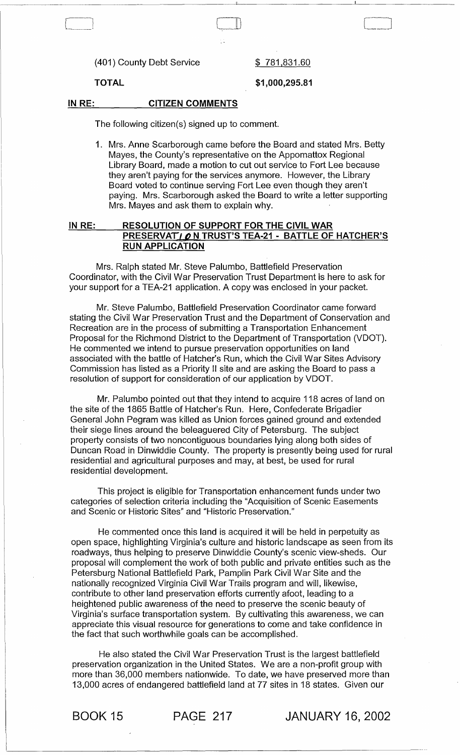| (401) County Debt Service | $ 781,831.60 |
| --- | --- |
| **TOTAL** | **$1,000,295.81** |

## IN RE: CITIZEN COMMENTS

The following citizen(s) signed up to comment.

1. Mrs. Anne Scarborough came before the Board and stated Mrs. Betty Mayes, the County's representative on the Appomattox Regional Library Board, made a motion to cut out service to Fort Lee because they aren't paying for the services anymore. However, the Library Board voted to continue serving Fort Lee even though they aren't paying. Mrs. Scarborough asked the Board to write a letter supporting Mrs. Mayes and ask them to explain why.

## IN RE: RESOLUTION OF SUPPORT FOR THE CIVIL WAR PRESERVATION TRUST'S TEA-21 - BATTLE OF HATCHER'S RUN APPLICATION

Mrs. Ralph stated Mr. Steve Palumbo, Battlefield Preservation Coordinator, with the Civil War Preservation Trust Department is here to ask for your support for a TEA-21 application. A copy was enclosed in your packet.

Mr. Steve Palumbo, Battlefield Preservation Coordinator came forward stating the Civil War Preservation Trust and the Department of Conservation and Recreation are in the process of submitting a Transportation Enhancement Proposal for the Richmond District to the Department of Transportation (VDOT). He commented we intend to pursue preservation opportunities on land associated with the battle of Hatcher's Run, which the Civil War Sites Advisory Commission has listed as a Priority II site and are asking the Board to pass a resolution of support for consideration of our application by VDOT.

Mr. Palumbo pointed out that they intend to acquire 118 acres of land on the site of the 1865 Battle of Hatcher's Run. Here, Confederate Brigadier General John Pegram was killed as Union forces gained ground and extended their siege lines around the beleaguered City of Petersburg. The subject property consists of two noncontiguous boundaries lying along both sides of Duncan Road in Dinwiddie County. The property is presently being used for rural residential and agricultural purposes and may, at best, be used for rural residential development.

This project is eligible for Transportation enhancement funds under two categories of selection criteria including the "Acquisition of Scenic Easements and Scenic or Historic Sites" and "Historic Preservation."

He commented once this land is acquired it will be held in perpetuity as open space, highlighting Virginia's culture and historic landscape as seen from its roadways, thus helping to preserve Dinwiddie County's scenic view-sheds. Our proposal will complement the work of both public and private entities such as the Petersburg National Battlefield Park, Pamplin Park Civil War Site and the nationally recognized Virginia Civil War Trails program and will, likewise, contribute to other land preservation efforts currently afoot, leading to a heightened public awareness of the need to preserve the scenic beauty of Virginia's surface transportation system. By cultivating this awareness, we can appreciate this visual resource for generations to come and take confidence in the fact that such worthwhile goals can be accomplished.

He also stated the Civil War Preservation Trust is the largest battlefield preservation organization in the United States. We are a non-profit group with more than 36,000 members nationwide. To date, we have preserved more than 13,000 acres of endangered battlefield land at 77 sites in 18 states. Given our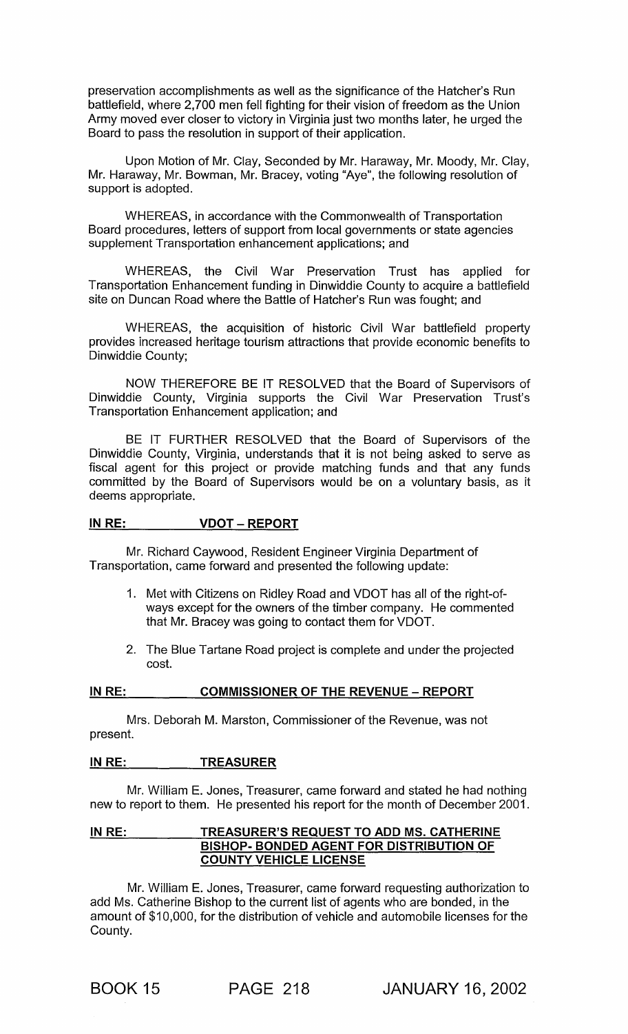preservation accomplishments as well as the significance of the Hatcher's Run battlefield, where 2,700 men fell fighting for their vision of freedom as the Union Army moved ever closer to victory in Virginia just two months later, he urged the Board to pass the resolution in support of their application.

Upon Motion of Mr. Clay, Seconded by Mr. Haraway, Mr. Moody, Mr. Clay, Mr. Haraway, Mr. Bowman, Mr. Bracey, voting "Aye", the following resolution of support is adopted.

WHEREAS, in accordance with the Commonwealth of Transportation Board procedures, letters of support from local governments or state agencies supplement Transportation enhancement applications; and

WHEREAS, the Civil War Preservation Trust has applied for Transportation Enhancement funding in Dinwiddie County to acquire a battlefield site on Duncan Road where the Battle of Hatcher's Run was fought; and

WHEREAS, the acquisition of historic Civil War battlefield property provides increased heritage tourism attractions that provide economic benefits to Dinwiddie County;

NOW THEREFORE BE IT RESOLVED that the Board of Supervisors of Dinwiddie County, Virginia supports the Civil War Preservation Trust's Transportation Enhancement application; and

BE IT FURTHER RESOLVED that the Board of Supervisors of the Dinwiddie County, Virginia, understands that it is not being asked to serve as fiscal agent for this project or provide matching funds and that any funds committed by the Board of Supervisors would be on a voluntary basis, as it deems appropriate.

**IN RE: VDOT – REPORT**

Mr. Richard Caywood, Resident Engineer Virginia Department of Transportation, came forward and presented the following update:

1. Met with Citizens on Ridley Road and VDOT has all of the right-of-ways except for the owners of the timber company. He commented that Mr. Bracey was going to contact them for VDOT.
2. The Blue Tartane Road project is complete and under the projected cost.

**IN RE: COMMISSIONER OF THE REVENUE – REPORT**

Mrs. Deborah M. Marston, Commissioner of the Revenue, was not present.

**IN RE: TREASURER**

Mr. William E. Jones, Treasurer, came forward and stated he had nothing new to report to them. He presented his report for the month of December 2001.

**IN RE: TREASURER'S REQUEST TO ADD MS. CATHERINE BISHOP- BONDED AGENT FOR DISTRIBUTION OF COUNTY VEHICLE LICENSE**

Mr. William E. Jones, Treasurer, came forward requesting authorization to add Ms. Catherine Bishop to the current list of agents who are bonded, in the amount of $10,000, for the distribution of vehicle and automobile licenses for the County.

BOOK 15 PAGE 218 JANUARY 16, 2002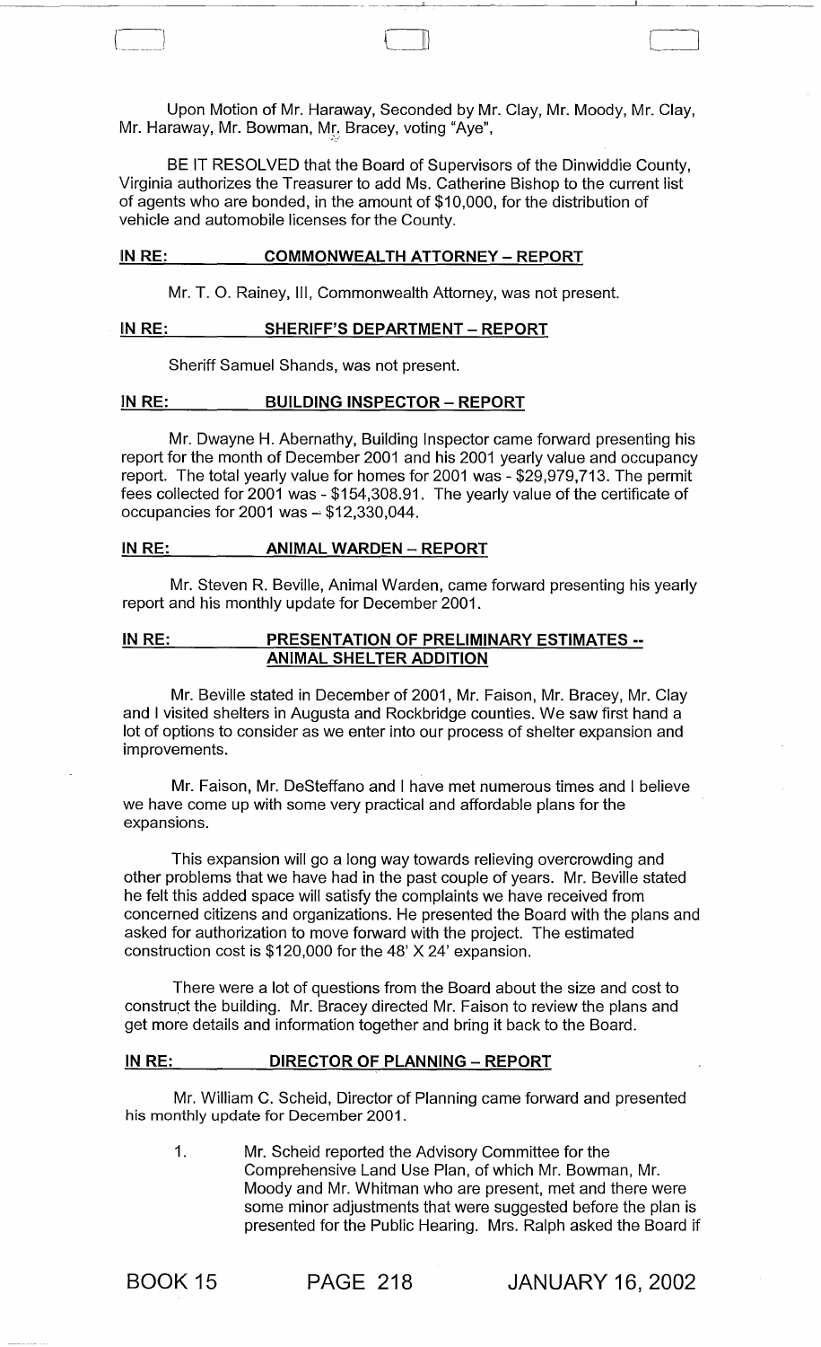Upon Motion of Mr. Haraway, Seconded by Mr. Clay, Mr. Moody, Mr. Clay, Mr. Haraway, Mr. Bowman, Mr. Bracey, voting "Aye",

BE IT RESOLVED that the Board of Supervisors of the Dinwiddie County, Virginia authorizes the Treasurer to add Ms. Catherine Bishop to the current list of agents who are bonded, in the amount of $10,000, for the distribution of vehicle and automobile licenses for the County.

## IN RE: COMMONWEALTH ATTORNEY – REPORT

Mr. T. O. Rainey, III, Commonwealth Attorney, was not present.

## IN RE: SHERIFF'S DEPARTMENT – REPORT

Sheriff Samuel Shands, was not present.

## IN RE: BUILDING INSPECTOR – REPORT

Mr. Dwayne H. Abernathy, Building Inspector came forward presenting his report for the month of December 2001 and his 2001 yearly value and occupancy report. The total yearly value for homes for 2001 was - $29,979,713. The permit fees collected for 2001 was - $154,308.91. The yearly value of the certificate of occupancies for 2001 was – $12,330,044.

## IN RE: ANIMAL WARDEN – REPORT

Mr. Steven R. Beville, Animal Warden, came forward presenting his yearly report and his monthly update for December 2001.

## IN RE: PRESENTATION OF PRELIMINARY ESTIMATES -- ANIMAL SHELTER ADDITION

Mr. Beville stated in December of 2001, Mr. Faison, Mr. Bracey, Mr. Clay and I visited shelters in Augusta and Rockbridge counties. We saw first hand a lot of options to consider as we enter into our process of shelter expansion and improvements.

Mr. Faison, Mr. DeSteffano and I have met numerous times and I believe we have come up with some very practical and affordable plans for the expansions.

This expansion will go a long way towards relieving overcrowding and other problems that we have had in the past couple of years. Mr. Beville stated he felt this added space will satisfy the complaints we have received from concerned citizens and organizations. He presented the Board with the plans and asked for authorization to move forward with the project. The estimated construction cost is $120,000 for the 48' X 24' expansion.

There were a lot of questions from the Board about the size and cost to construct the building. Mr. Bracey directed Mr. Faison to review the plans and get more details and information together and bring it back to the Board.

## IN RE: DIRECTOR OF PLANNING – REPORT

Mr. William C. Scheid, Director of Planning came forward and presented his monthly update for December 2001.

1. Mr. Scheid reported the Advisory Committee for the Comprehensive Land Use Plan, of which Mr. Bowman, Mr. Moody and Mr. Whitman who are present, met and there were some minor adjustments that were suggested before the plan is presented for the Public Hearing. Mrs. Ralph asked the Board if

BOOK 15 PAGE 218 JANUARY 16, 2002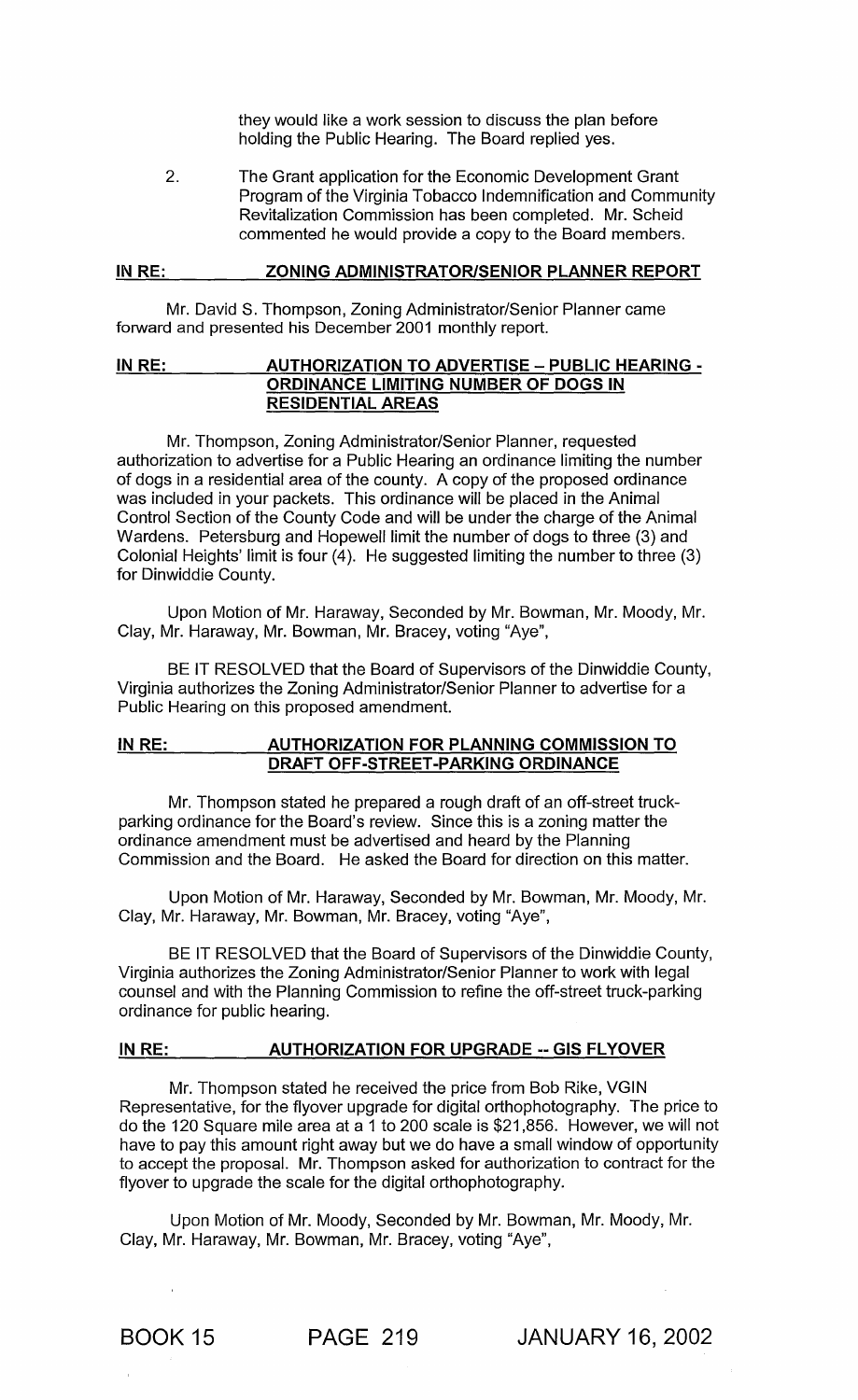they would like a work session to discuss the plan before holding the Public Hearing. The Board replied yes.

2. The Grant application for the Economic Development Grant Program of the Virginia Tobacco Indemnification and Community Revitalization Commission has been completed. Mr. Scheid commented he would provide a copy to the Board members.

**IN RE: ZONING ADMINISTRATOR/SENIOR PLANNER REPORT**

Mr. David S. Thompson, Zoning Administrator/Senior Planner came forward and presented his December 2001 monthly report.

**IN RE: AUTHORIZATION TO ADVERTISE – PUBLIC HEARING - ORDINANCE LIMITING NUMBER OF DOGS IN RESIDENTIAL AREAS**

Mr. Thompson, Zoning Administrator/Senior Planner, requested authorization to advertise for a Public Hearing an ordinance limiting the number of dogs in a residential area of the county. A copy of the proposed ordinance was included in your packets. This ordinance will be placed in the Animal Control Section of the County Code and will be under the charge of the Animal Wardens. Petersburg and Hopewell limit the number of dogs to three (3) and Colonial Heights' limit is four (4). He suggested limiting the number to three (3) for Dinwiddie County.

Upon Motion of Mr. Haraway, Seconded by Mr. Bowman, Mr. Moody, Mr. Clay, Mr. Haraway, Mr. Bowman, Mr. Bracey, voting "Aye",

BE IT RESOLVED that the Board of Supervisors of the Dinwiddie County, Virginia authorizes the Zoning Administrator/Senior Planner to advertise for a Public Hearing on this proposed amendment.

**IN RE: AUTHORIZATION FOR PLANNING COMMISSION TO DRAFT OFF-STREET-PARKING ORDINANCE**

Mr. Thompson stated he prepared a rough draft of an off-street truck-parking ordinance for the Board's review. Since this is a zoning matter the ordinance amendment must be advertised and heard by the Planning Commission and the Board. He asked the Board for direction on this matter.

Upon Motion of Mr. Haraway, Seconded by Mr. Bowman, Mr. Moody, Mr. Clay, Mr. Haraway, Mr. Bowman, Mr. Bracey, voting "Aye",

BE IT RESOLVED that the Board of Supervisors of the Dinwiddie County, Virginia authorizes the Zoning Administrator/Senior Planner to work with legal counsel and with the Planning Commission to refine the off-street truck-parking ordinance for public hearing.

**IN RE: AUTHORIZATION FOR UPGRADE -- GIS FLYOVER**

Mr. Thompson stated he received the price from Bob Rike, VGIN Representative, for the flyover upgrade for digital orthophotography. The price to do the 120 Square mile area at a 1 to 200 scale is $21,856. However, we will not have to pay this amount right away but we do have a small window of opportunity to accept the proposal. Mr. Thompson asked for authorization to contract for the flyover to upgrade the scale for the digital orthophotography.

Upon Motion of Mr. Moody, Seconded by Mr. Bowman, Mr. Moody, Mr. Clay, Mr. Haraway, Mr. Bowman, Mr. Bracey, voting "Aye",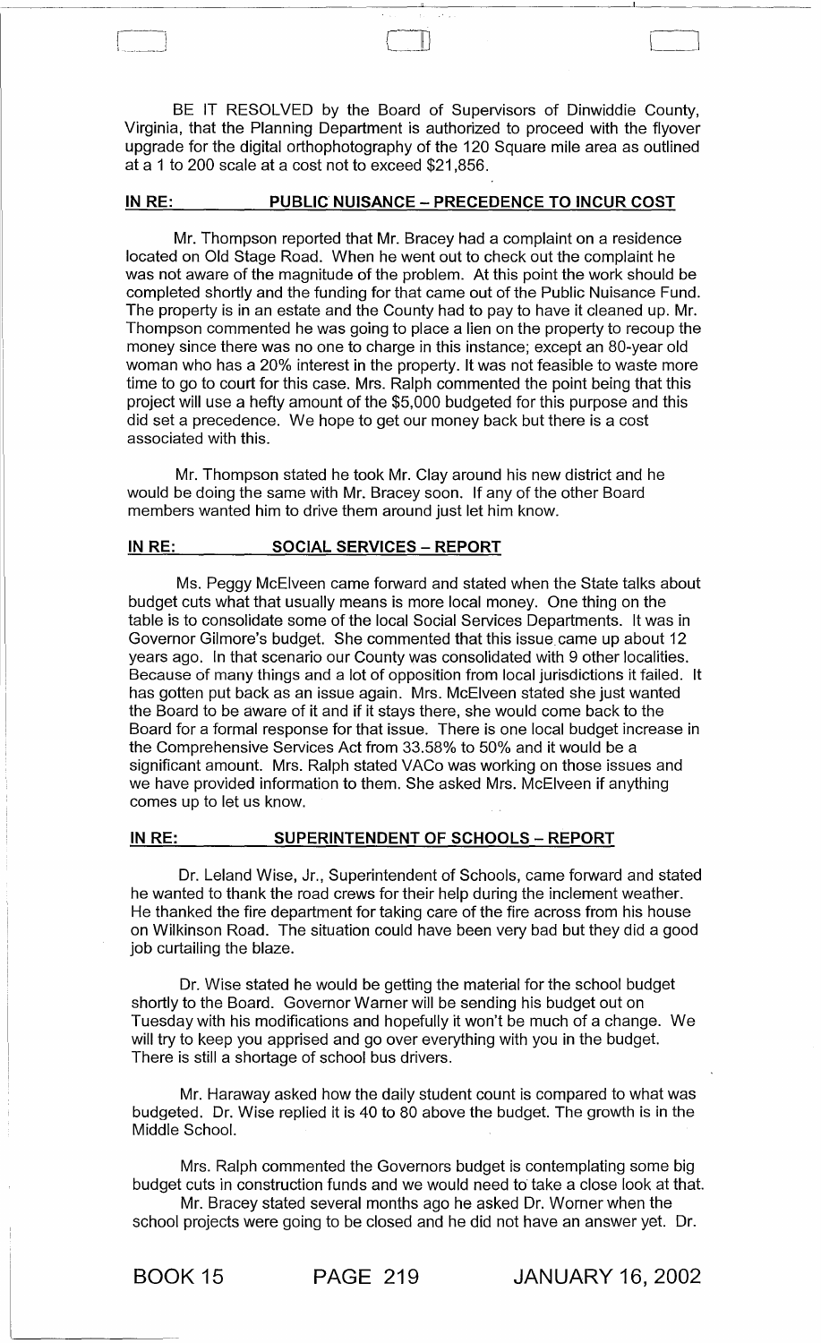BE IT RESOLVED by the Board of Supervisors of Dinwiddie County, Virginia, that the Planning Department is authorized to proceed with the flyover upgrade for the digital orthophotography of the 120 Square mile area as outlined at a 1 to 200 scale at a cost not to exceed $21,856.

**IN RE: PUBLIC NUISANCE – PRECEDENCE TO INCUR COST**

Mr. Thompson reported that Mr. Bracey had a complaint on a residence located on Old Stage Road. When he went out to check out the complaint he was not aware of the magnitude of the problem. At this point the work should be completed shortly and the funding for that came out of the Public Nuisance Fund. The property is in an estate and the County had to pay to have it cleaned up. Mr. Thompson commented he was going to place a lien on the property to recoup the money since there was no one to charge in this instance; except an 80-year old woman who has a 20% interest in the property. It was not feasible to waste more time to go to court for this case. Mrs. Ralph commented the point being that this project will use a hefty amount of the $5,000 budgeted for this purpose and this did set a precedence. We hope to get our money back but there is a cost associated with this.

Mr. Thompson stated he took Mr. Clay around his new district and he would be doing the same with Mr. Bracey soon. If any of the other Board members wanted him to drive them around just let him know.

**IN RE: SOCIAL SERVICES – REPORT**

Ms. Peggy McElveen came forward and stated when the State talks about budget cuts what that usually means is more local money. One thing on the table is to consolidate some of the local Social Services Departments. It was in Governor Gilmore's budget. She commented that this issue came up about 12 years ago. In that scenario our County was consolidated with 9 other localities. Because of many things and a lot of opposition from local jurisdictions it failed. It has gotten put back as an issue again. Mrs. McElveen stated she just wanted the Board to be aware of it and if it stays there, she would come back to the Board for a formal response for that issue. There is one local budget increase in the Comprehensive Services Act from 33.58% to 50% and it would be a significant amount. Mrs. Ralph stated VACo was working on those issues and we have provided information to them. She asked Mrs. McElveen if anything comes up to let us know.

**IN RE: SUPERINTENDENT OF SCHOOLS – REPORT**

Dr. Leland Wise, Jr., Superintendent of Schools, came forward and stated he wanted to thank the road crews for their help during the inclement weather. He thanked the fire department for taking care of the fire across from his house on Wilkinson Road. The situation could have been very bad but they did a good job curtailing the blaze.

Dr. Wise stated he would be getting the material for the school budget shortly to the Board. Governor Warner will be sending his budget out on Tuesday with his modifications and hopefully it won't be much of a change. We will try to keep you apprised and go over everything with you in the budget. There is still a shortage of school bus drivers.

Mr. Haraway asked how the daily student count is compared to what was budgeted. Dr. Wise replied it is 40 to 80 above the budget. The growth is in the Middle School.

Mrs. Ralph commented the Governors budget is contemplating some big budget cuts in construction funds and we would need to take a close look at that.

Mr. Bracey stated several months ago he asked Dr. Worner when the school projects were going to be closed and he did not have an answer yet. Dr.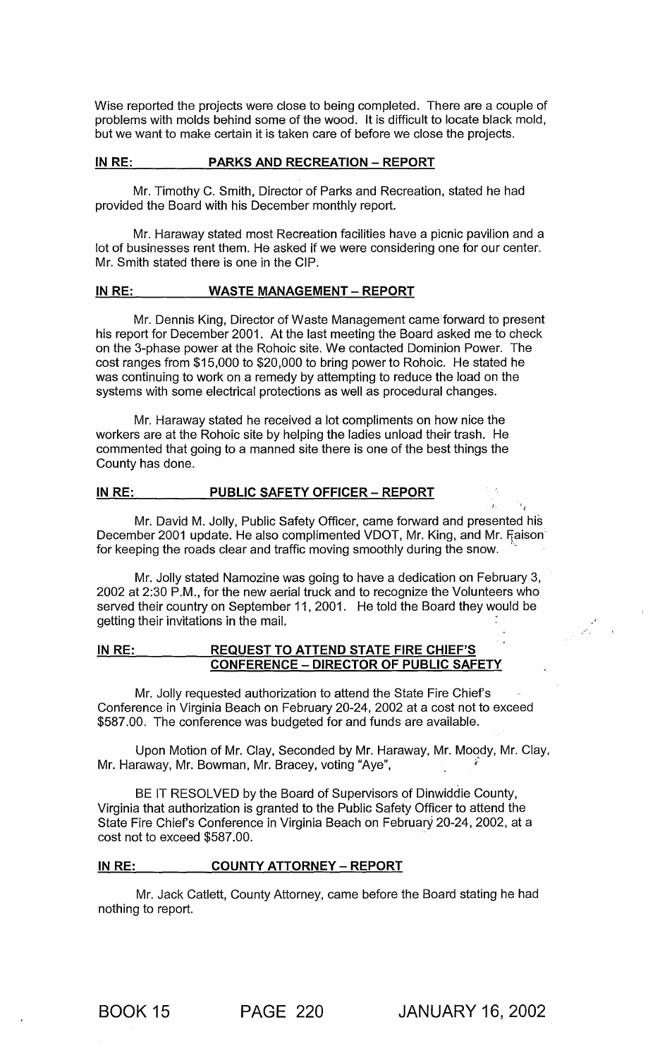Wise reported the projects were close to being completed. There are a couple of problems with molds behind some of the wood. It is difficult to locate black mold, but we want to make certain it is taken care of before we close the projects.

**IN RE: PARKS AND RECREATION – REPORT**

Mr. Timothy C. Smith, Director of Parks and Recreation, stated he had provided the Board with his December monthly report.

Mr. Haraway stated most Recreation facilities have a picnic pavilion and a lot of businesses rent them. He asked if we were considering one for our center. Mr. Smith stated there is one in the CIP.

**IN RE: WASTE MANAGEMENT – REPORT**

Mr. Dennis King, Director of Waste Management came forward to present his report for December 2001. At the last meeting the Board asked me to check on the 3-phase power at the Rohoic site. We contacted Dominion Power. The cost ranges from $15,000 to $20,000 to bring power to Rohoic. He stated he was continuing to work on a remedy by attempting to reduce the load on the systems with some electrical protections as well as procedural changes.

Mr. Haraway stated he received a lot compliments on how nice the workers are at the Rohoic site by helping the ladies unload their trash. He commented that going to a manned site there is one of the best things the County has done.

**IN RE: PUBLIC SAFETY OFFICER – REPORT**

Mr. David M. Jolly, Public Safety Officer, came forward and presented his December 2001 update. He also complimented VDOT, Mr. King, and Mr. Faison for keeping the roads clear and traffic moving smoothly during the snow.

Mr. Jolly stated Namozine was going to have a dedication on February 3, 2002 at 2:30 P.M., for the new aerial truck and to recognize the Volunteers who served their country on September 11, 2001. He told the Board they would be getting their invitations in the mail.

**IN RE: REQUEST TO ATTEND STATE FIRE CHIEF'S CONFERENCE – DIRECTOR OF PUBLIC SAFETY**

Mr. Jolly requested authorization to attend the State Fire Chief's Conference in Virginia Beach on February 20-24, 2002 at a cost not to exceed $587.00. The conference was budgeted for and funds are available.

Upon Motion of Mr. Clay, Seconded by Mr. Haraway, Mr. Moody, Mr. Clay, Mr. Haraway, Mr. Bowman, Mr. Bracey, voting "Aye",

BE IT RESOLVED by the Board of Supervisors of Dinwiddie County, Virginia that authorization is granted to the Public Safety Officer to attend the State Fire Chief's Conference in Virginia Beach on February 20-24, 2002, at a cost not to exceed $587.00.

**IN RE: COUNTY ATTORNEY – REPORT**

Mr. Jack Catlett, County Attorney, came before the Board stating he had nothing to report.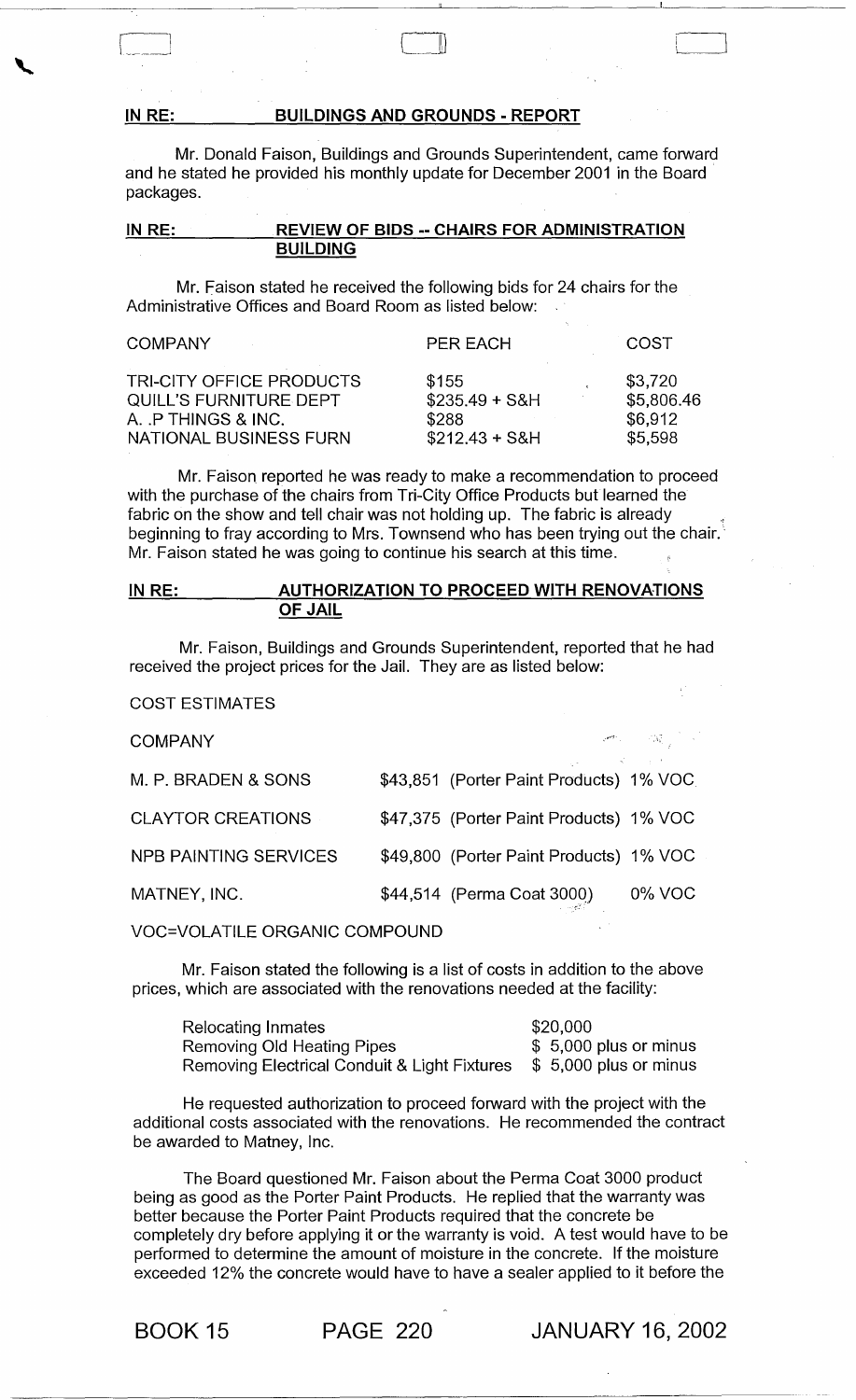**IN RE: BUILDINGS AND GROUNDS - REPORT**

Mr. Donald Faison, Buildings and Grounds Superintendent, came forward and he stated he provided his monthly update for December 2001 in the Board packages.

**IN RE: REVIEW OF BIDS -- CHAIRS FOR ADMINISTRATION BUILDING**

Mr. Faison stated he received the following bids for 24 chairs for the Administrative Offices and Board Room as listed below:

| COMPANY | PER EACH | COST |
|---|---|---|
| TRI-CITY OFFICE PRODUCTS | $155 | $3,720 |
| QUILL'S FURNITURE DEPT | $235.49 + S&H | $5,806.46 |
| A. .P THINGS & INC. | $288 | $6,912 |
| NATIONAL BUSINESS FURN | $212.43 + S&H | $5,598 |

Mr. Faison reported he was ready to make a recommendation to proceed with the purchase of the chairs from Tri-City Office Products but learned the fabric on the show and tell chair was not holding up. The fabric is already beginning to fray according to Mrs. Townsend who has been trying out the chair. Mr. Faison stated he was going to continue his search at this time.

**IN RE: AUTHORIZATION TO PROCEED WITH RENOVATIONS OF JAIL**

Mr. Faison, Buildings and Grounds Superintendent, reported that he had received the project prices for the Jail. They are as listed below:

COST ESTIMATES

| COMPANY | | |
|---|---|---|
| M. P. BRADEN & SONS | $43,851 (Porter Paint Products) | 1% VOC |
| CLAYTOR CREATIONS | $47,375 (Porter Paint Products) | 1% VOC |
| NPB PAINTING SERVICES | $49,800 (Porter Paint Products) | 1% VOC |
| MATNEY, INC. | $44,514 (Perma Coat 3000) | 0% VOC |

VOC=VOLATILE ORGANIC COMPOUND

Mr. Faison stated the following is a list of costs in addition to the above prices, which are associated with the renovations needed at the facility:

| | |
|---|---|
| Relocating Inmates | $20,000 |
| Removing Old Heating Pipes | $ 5,000 plus or minus |
| Removing Electrical Conduit & Light Fixtures | $ 5,000 plus or minus |

He requested authorization to proceed forward with the project with the additional costs associated with the renovations. He recommended the contract be awarded to Matney, Inc.

The Board questioned Mr. Faison about the Perma Coat 3000 product being as good as the Porter Paint Products. He replied that the warranty was better because the Porter Paint Products required that the concrete be completely dry before applying it or the warranty is void. A test would have to be performed to determine the amount of moisture in the concrete. If the moisture exceeded 12% the concrete would have to have a sealer applied to it before the

BOOK 15 PAGE 220 JANUARY 16, 2002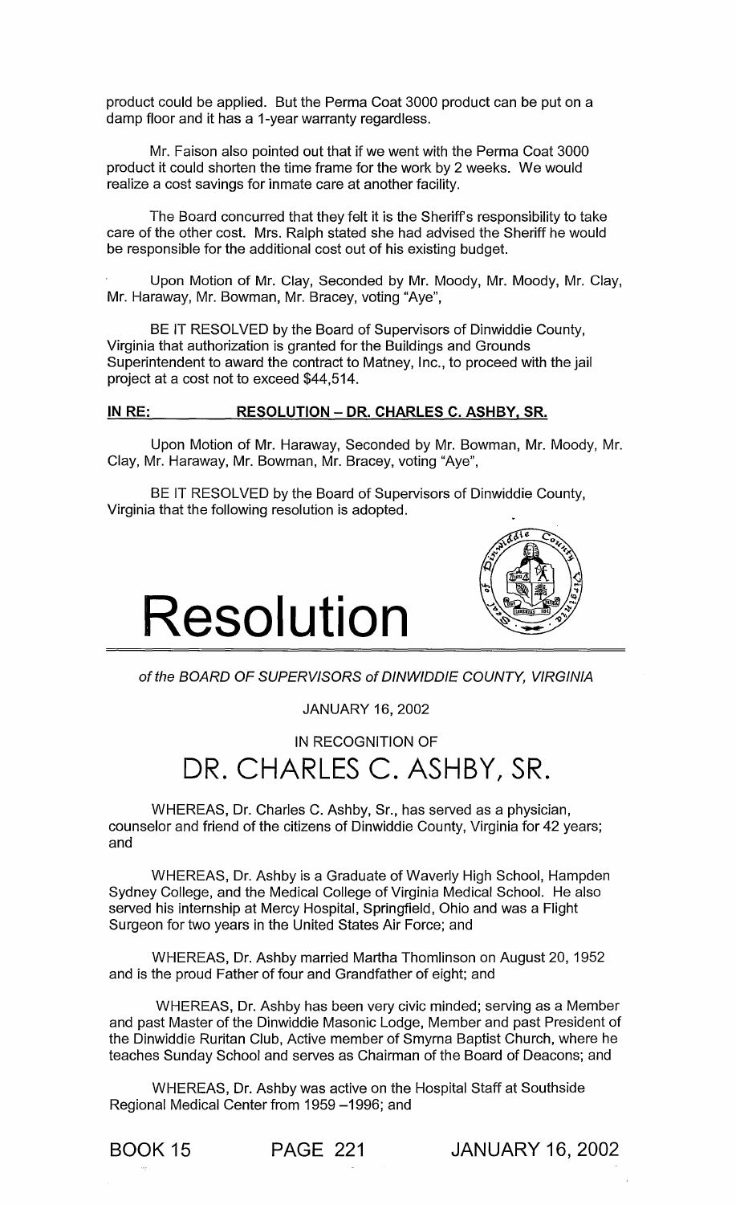product could be applied. But the Perma Coat 3000 product can be put on a damp floor and it has a 1-year warranty regardless.

Mr. Faison also pointed out that if we went with the Perma Coat 3000 product it could shorten the time frame for the work by 2 weeks. We would realize a cost savings for inmate care at another facility.

The Board concurred that they felt it is the Sheriff's responsibility to take care of the other cost. Mrs. Ralph stated she had advised the Sheriff he would be responsible for the additional cost out of his existing budget.

Upon Motion of Mr. Clay, Seconded by Mr. Moody, Mr. Moody, Mr. Clay, Mr. Haraway, Mr. Bowman, Mr. Bracey, voting "Aye",

BE IT RESOLVED by the Board of Supervisors of Dinwiddie County, Virginia that authorization is granted for the Buildings and Grounds Superintendent to award the contract to Matney, Inc., to proceed with the jail project at a cost not to exceed $44,514.

**IN RE: RESOLUTION – DR. CHARLES C. ASHBY, SR.**

Upon Motion of Mr. Haraway, Seconded by Mr. Bowman, Mr. Moody, Mr. Clay, Mr. Haraway, Mr. Bowman, Mr. Bracey, voting "Aye",

BE IT RESOLVED by the Board of Supervisors of Dinwiddie County, Virginia that the following resolution is adopted.

# Resolution

*of the BOARD OF SUPERVISORS of DINWIDDIE COUNTY, VIRGINIA*

JANUARY 16, 2002

IN RECOGNITION OF

## DR. CHARLES C. ASHBY, SR.

WHEREAS, Dr. Charles C. Ashby, Sr., has served as a physician, counselor and friend of the citizens of Dinwiddie County, Virginia for 42 years; and

WHEREAS, Dr. Ashby is a Graduate of Waverly High School, Hampden Sydney College, and the Medical College of Virginia Medical School. He also served his internship at Mercy Hospital, Springfield, Ohio and was a Flight Surgeon for two years in the United States Air Force; and

WHEREAS, Dr. Ashby married Martha Thomlinson on August 20, 1952 and is the proud Father of four and Grandfather of eight; and

WHEREAS, Dr. Ashby has been very civic minded; serving as a Member and past Master of the Dinwiddie Masonic Lodge, Member and past President of the Dinwiddie Ruritan Club, Active member of Smyrna Baptist Church, where he teaches Sunday School and serves as Chairman of the Board of Deacons; and

WHEREAS, Dr. Ashby was active on the Hospital Staff at Southside Regional Medical Center from 1959 –1996; and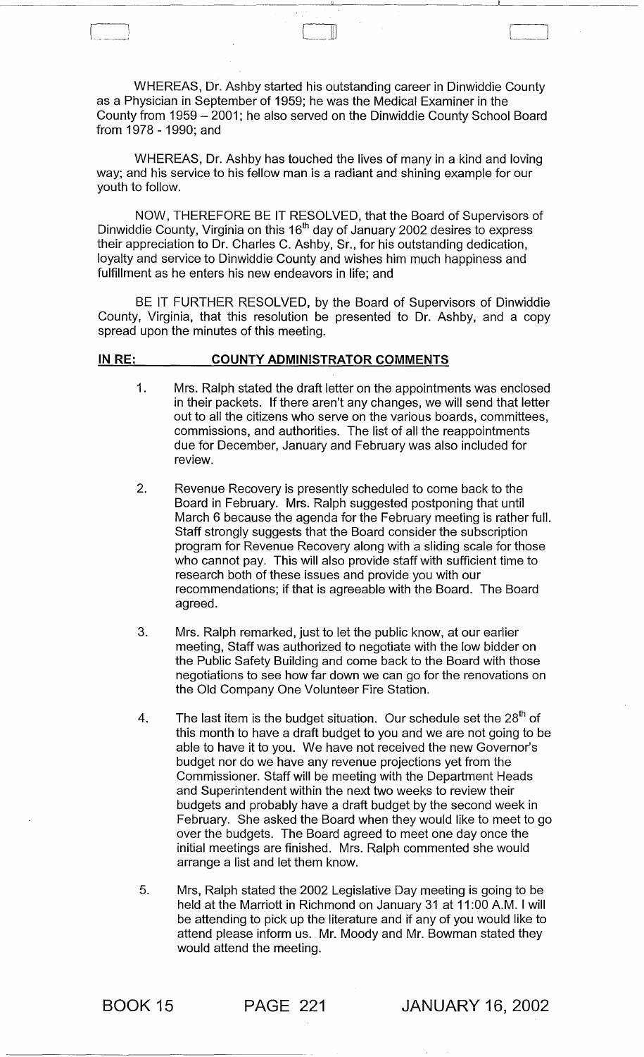WHEREAS, Dr. Ashby started his outstanding career in Dinwiddie County as a Physician in September of 1959; he was the Medical Examiner in the County from 1959 – 2001; he also served on the Dinwiddie County School Board from 1978 - 1990; and

WHEREAS, Dr. Ashby has touched the lives of many in a kind and loving way; and his service to his fellow man is a radiant and shining example for our youth to follow.

NOW, THEREFORE BE IT RESOLVED, that the Board of Supervisors of Dinwiddie County, Virginia on this 16th day of January 2002 desires to express their appreciation to Dr. Charles C. Ashby, Sr., for his outstanding dedication, loyalty and service to Dinwiddie County and wishes him much happiness and fulfillment as he enters his new endeavors in life; and

BE IT FURTHER RESOLVED, by the Board of Supervisors of Dinwiddie County, Virginia, that this resolution be presented to Dr. Ashby, and a copy spread upon the minutes of this meeting.

**IN RE: COUNTY ADMINISTRATOR COMMENTS**

1. Mrs. Ralph stated the draft letter on the appointments was enclosed in their packets. If there aren't any changes, we will send that letter out to all the citizens who serve on the various boards, committees, commissions, and authorities. The list of all the reappointments due for December, January and February was also included for review.

2. Revenue Recovery is presently scheduled to come back to the Board in February. Mrs. Ralph suggested postponing that until March 6 because the agenda for the February meeting is rather full. Staff strongly suggests that the Board consider the subscription program for Revenue Recovery along with a sliding scale for those who cannot pay. This will also provide staff with sufficient time to research both of these issues and provide you with our recommendations; if that is agreeable with the Board. The Board agreed.

3. Mrs. Ralph remarked, just to let the public know, at our earlier meeting, Staff was authorized to negotiate with the low bidder on the Public Safety Building and come back to the Board with those negotiations to see how far down we can go for the renovations on the Old Company One Volunteer Fire Station.

4. The last item is the budget situation. Our schedule set the 28th of this month to have a draft budget to you and we are not going to be able to have it to you. We have not received the new Governor's budget nor do we have any revenue projections yet from the Commissioner. Staff will be meeting with the Department Heads and Superintendent within the next two weeks to review their budgets and probably have a draft budget by the second week in February. She asked the Board when they would like to meet to go over the budgets. The Board agreed to meet one day once the initial meetings are finished. Mrs. Ralph commented she would arrange a list and let them know.

5. Mrs, Ralph stated the 2002 Legislative Day meeting is going to be held at the Marriott in Richmond on January 31 at 11:00 A.M. I will be attending to pick up the literature and if any of you would like to attend please inform us. Mr. Moody and Mr. Bowman stated they would attend the meeting.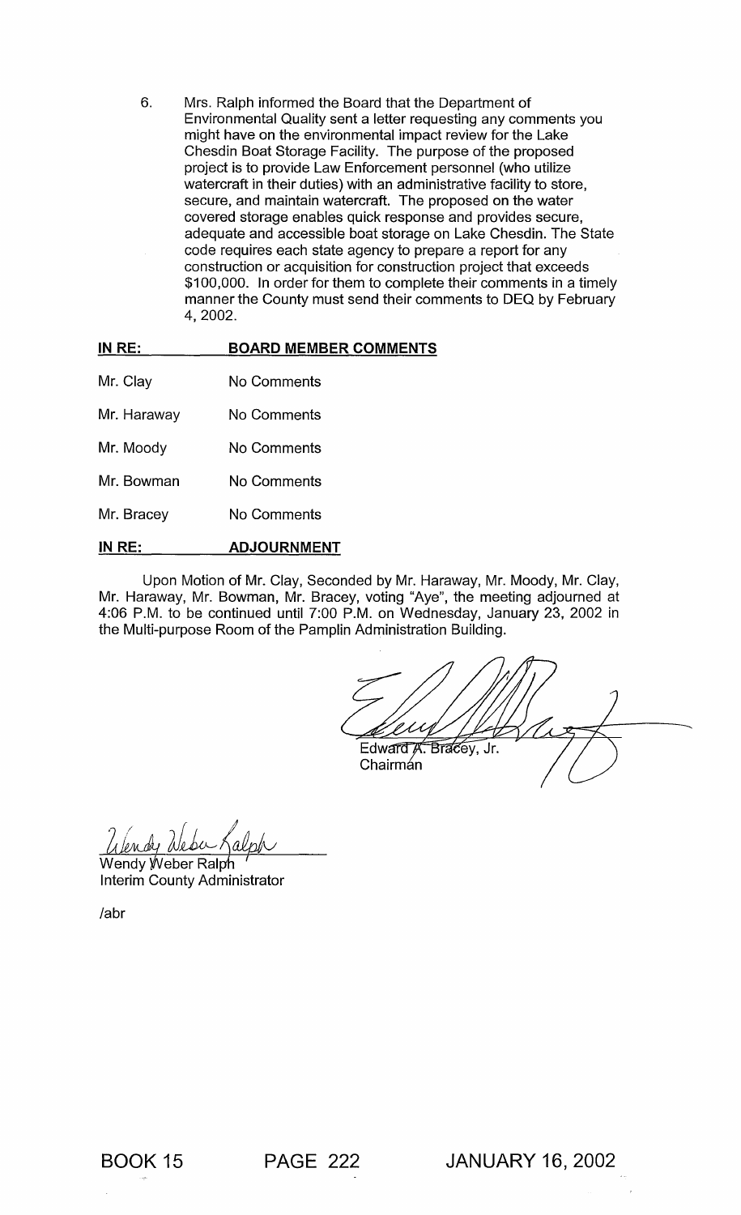6. Mrs. Ralph informed the Board that the Department of Environmental Quality sent a letter requesting any comments you might have on the environmental impact review for the Lake Chesdin Boat Storage Facility. The purpose of the proposed project is to provide Law Enforcement personnel (who utilize watercraft in their duties) with an administrative facility to store, secure, and maintain watercraft. The proposed on the water covered storage enables quick response and provides secure, adequate and accessible boat storage on Lake Chesdin. The State code requires each state agency to prepare a report for any construction or acquisition for construction project that exceeds $100,000. In order for them to complete their comments in a timely manner the County must send their comments to DEQ by February 4, 2002.

**IN RE: BOARD MEMBER COMMENTS**

| | |
|---|---|
| Mr. Clay | No Comments |
| Mr. Haraway | No Comments |
| Mr. Moody | No Comments |
| Mr. Bowman | No Comments |
| Mr. Bracey | No Comments |

**IN RE: ADJOURNMENT**

Upon Motion of Mr. Clay, Seconded by Mr. Haraway, Mr. Moody, Mr. Clay, Mr. Haraway, Mr. Bowman, Mr. Bracey, voting "Aye", the meeting adjourned at 4:06 P.M. to be continued until 7:00 P.M. on Wednesday, January 23, 2002 in the Multi-purpose Room of the Pamplin Administration Building.

Edward A. Bracey, Jr.
Chairman

Wendy Weber Ralph
Interim County Administrator

/abr

BOOK 15 PAGE 222 JANUARY 16, 2002